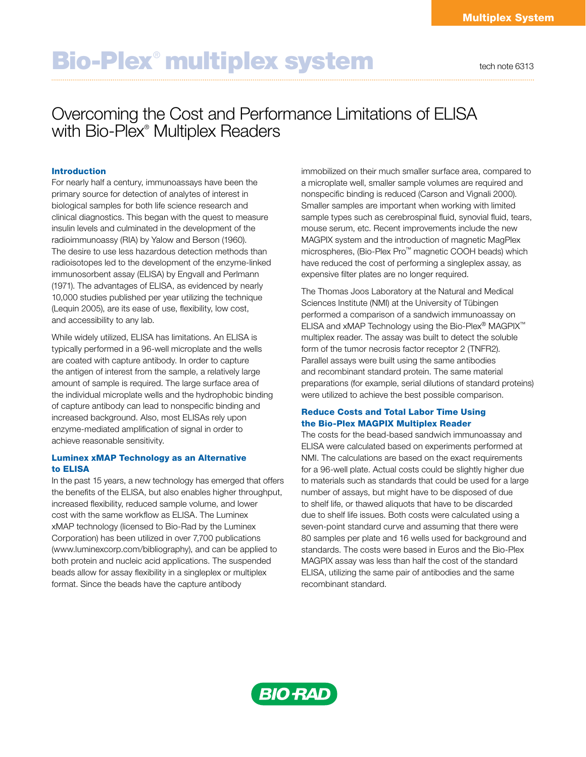# Bio-Plex® multiplex system

tech note 6313

## Overcoming the Cost and Performance Limitations of ELISA with Bio-Plex® Multiplex Readers

### Introduction

For nearly half a century, immunoassays have been the primary source for detection of analytes of interest in biological samples for both life science research and clinical diagnostics. This began with the quest to measure insulin levels and culminated in the development of the radioimmunoassy (RIA) by Yalow and Berson (1960). The desire to use less hazardous detection methods than radioisotopes led to the development of the enzyme-linked immunosorbent assay (ELISA) by Engvall and Perlmann (1971). The advantages of ELISA, as evidenced by nearly 10,000 studies published per year utilizing the technique (Lequin 2005), are its ease of use, flexibility, low cost, and accessibility to any lab.

While widely utilized, ELISA has limitations. An ELISA is typically performed in a 96-well microplate and the wells are coated with capture antibody. In order to capture the antigen of interest from the sample, a relatively large amount of sample is required. The large surface area of the individual microplate wells and the hydrophobic binding of capture antibody can lead to nonspecific binding and increased background. Also, most ELISAs rely upon enzyme-mediated amplification of signal in order to achieve reasonable sensitivity.

### Luminex xMAP Technology as an Alternative to ELISA

In the past 15 years, a new technology has emerged that offers the benefits of the ELISA, but also enables higher throughput, increased flexibility, reduced sample volume, and lower cost with the same workflow as ELISA. The Luminex xMAP technology (licensed to Bio-Rad by the Luminex Corporation) has been utilized in over 7,700 publications (www.luminexcorp.com/bibliography), and can be applied to both protein and nucleic acid applications. The suspended beads allow for assay flexibility in a singleplex or multiplex format. Since the beads have the capture antibody immobilized on their much smaller surface area, compared to a microplate well, smaller sample volumes are required and nonspecific binding is reduced (Carson and Vignali 2000). Smaller samples are important when working with limited sample types such as cerebrospinal fluid, synovial fluid, tears, mouse serum, etc. Recent improvements include the new MAGPIX system and the introduction of magnetic MagPlex microspheres, (Bio-Plex Pro™ magnetic COOH beads) which have reduced the cost of performing a singleplex assay, as expensive filter plates are no longer required.

The Thomas Joos Laboratory at the Natural and Medical Sciences Institute (NMI) at the University of Tübingen performed a comparison of a sandwich immunoassay on ELISA and xMAP Technology using the Bio-Plex® MAGPIX™ multiplex reader. The assay was built to detect the soluble form of the tumor necrosis factor receptor 2 (TNFR2). Parallel assays were built using the same antibodies and recombinant standard protein. The same material preparations (for example, serial dilutions of standard proteins) were utilized to achieve the best possible comparison.

### Reduce Costs and Total Labor Time Using the Bio-Plex MAGPIX Multiplex Reader

The costs for the bead-based sandwich immunoassay and ELISA were calculated based on experiments performed at NMI. The calculations are based on the exact requirements for a 96-well plate. Actual costs could be slightly higher due to materials such as standards that could be used for a large number of assays, but might have to be disposed of due to shelf life, or thawed aliquots that have to be discarded due to shelf life issues. Both costs were calculated using a seven-point standard curve and assuming that there were 80 samples per plate and 16 wells used for background and standards. The costs were based in Euros and the Bio-Plex MAGPIX assay was less than half the cost of the standard ELISA, utilizing the same pair of antibodies and the same recombinant standard.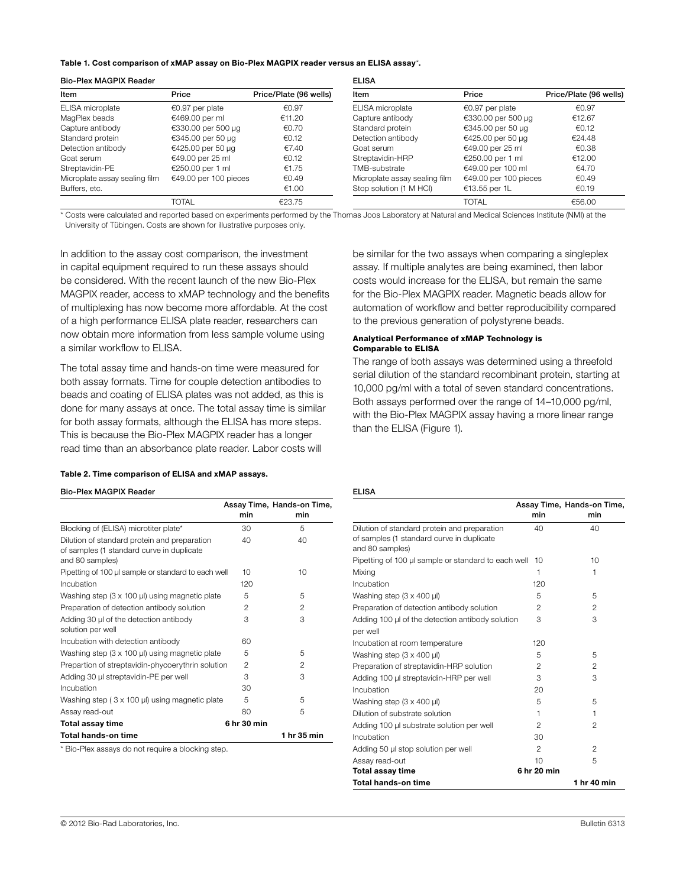**Table 1. Cost comparison of xMAP assay on Bio-Plex MAGPIX reader versus an ELISA assay*.**

**Bio-Plex MAGPIX Reader**

| Item | Price | Price/Plate (96 wells) |
|---|---|---|
| ELISA microplate | €0.97 per plate | €0.97 |
| MagPlex beads | €469.00 per ml | €11.20 |
| Capture antibody | €330.00 per 500 µg | €0.70 |
| Standard protein | €345.00 per 50 µg | €0.12 |
| Detection antibody | €425.00 per 50 µg | €7.40 |
| Goat serum | €49.00 per 25 ml | €0.12 |
| Streptavidin-PE | €250.00 per 1 ml | €1.75 |
| Microplate assay sealing film | €49.00 per 100 pieces | €0.49 |
| Buffers, etc. | | €1.00 |
| | TOTAL | €23.75 |

**ELISA**

| Item | Price | Price/Plate (96 wells) |
|---|---|---|
| ELISA microplate | €0.97 per plate | €0.97 |
| Capture antibody | €330.00 per 500 µg | €12.67 |
| Standard protein | €345.00 per 50 µg | €0.12 |
| Detection antibody | €425.00 per 50 µg | €24.48 |
| Goat serum | €49.00 per 25 ml | €0.38 |
| Streptavidin-HRP | €250.00 per 1 ml | €12.00 |
| TMB-substrate | €49.00 per 100 ml | €4.70 |
| Microplate assay sealing film | €49.00 per 100 pieces | €0.49 |
| Stop solution (1 M HCl) | €13.55 per 1L | €0.19 |
| | TOTAL | €56.00 |

* Costs were calculated and reported based on experiments performed by the Thomas Joos Laboratory at Natural and Medical Sciences Institute (NMI) at the University of Tübingen. Costs are shown for illustrative purposes only.

In addition to the assay cost comparison, the investment in capital equipment required to run these assays should be considered. With the recent launch of the new Bio-Plex MAGPIX reader, access to xMAP technology and the benefits of multiplexing has now become more affordable. At the cost of a high performance ELISA plate reader, researchers can now obtain more information from less sample volume using a similar workflow to ELISA.

The total assay time and hands-on time were measured for both assay formats. Time for couple detection antibodies to beads and coating of ELISA plates was not added, as this is done for many assays at once. The total assay time is similar for both assay formats, although the ELISA has more steps. This is because the Bio-Plex MAGPIX reader has a longer read time than an absorbance plate reader. Labor costs will be similar for the two assays when comparing a singleplex assay. If multiple analytes are being examined, then labor costs would increase for the ELISA, but remain the same for the Bio-Plex MAGPIX reader. Magnetic beads allow for automation of workflow and better reproducibility compared to the previous generation of polystyrene beads.

#### Analytical Performance of xMAP Technology is Comparable to ELISA

The range of both assays was determined using a threefold serial dilution of the standard recombinant protein, starting at 10,000 pg/ml with a total of seven standard concentrations. Both assays performed over the range of 14–10,000 pg/ml, with the Bio-Plex MAGPIX assay having a more linear range than the ELISA (Figure 1).

**Table 2. Time comparison of ELISA and xMAP assays.**

**Bio-Plex MAGPIX Reader**

| | Assay Time, min | Hands-on Time, min |
|---|---|---|
| Blocking of (ELISA) microtiter plate* | 30 | 5 |
| Dilution of standard protein and preparation of samples (1 standard curve in duplicate and 80 samples) | 40 | 40 |
| Pipetting of 100 µl sample or standard to each well | 10 | 10 |
| Incubation | 120 | |
| Washing step (3 x 100 µl) using magnetic plate | 5 | 5 |
| Preparation of detection antibody solution | 2 | 2 |
| Adding 30 µl of the detection antibody solution per well | 3 | 3 |
| Incubation with detection antibody | 60 | |
| Washing step (3 x 100 µl) using magnetic plate | 5 | 5 |
| Prepartion of streptavidin-phycoerythrin solution | 2 | 2 |
| Adding 30 µl streptavidin-PE per well | 3 | 3 |
| Incubation | 30 | |
| Washing step ( 3 x 100 µl) using magnetic plate | 5 | 5 |
| Assay read-out | 80 | 5 |
| **Total assay time** | **6 hr 30 min** | |
| **Total hands-on time** | | **1 hr 35 min** |

* Bio-Plex assays do not require a blocking step.

**ELISA**

| | Assay Time, min | Hands-on Time, min |
|---|---|---|
| Dilution of standard protein and preparation of samples (1 standard curve in duplicate and 80 samples) | 40 | 40 |
| Pipetting of 100 µl sample or standard to each well | 10 | 10 |
| Mixing | 1 | 1 |
| Incubation | 120 | |
| Washing step (3 x 400 µl) | 5 | 5 |
| Preparation of detection antibody solution | 2 | 2 |
| Adding 100 µl of the detection antibody solution per well | 3 | 3 |
| Incubation at room temperature | 120 | |
| Washing step (3 x 400 µl) | 5 | 5 |
| Preparation of streptavidin-HRP solution | 2 | 2 |
| Adding 100 µl streptavidin-HRP per well | 3 | 3 |
| Incubation | 20 | |
| Washing step (3 x 400 µl) | 5 | 5 |
| Dilution of substrate solution | 1 | 1 |
| Adding 100 µl substrate solution per well | 2 | 2 |
| Incubation | 30 | |
| Adding 50 µl stop solution per well | 2 | 2 |
| Assay read-out | 10 | 5 |
| **Total assay time** | **6 hr 20 min** | |
| **Total hands-on time** | | **1 hr 40 min** |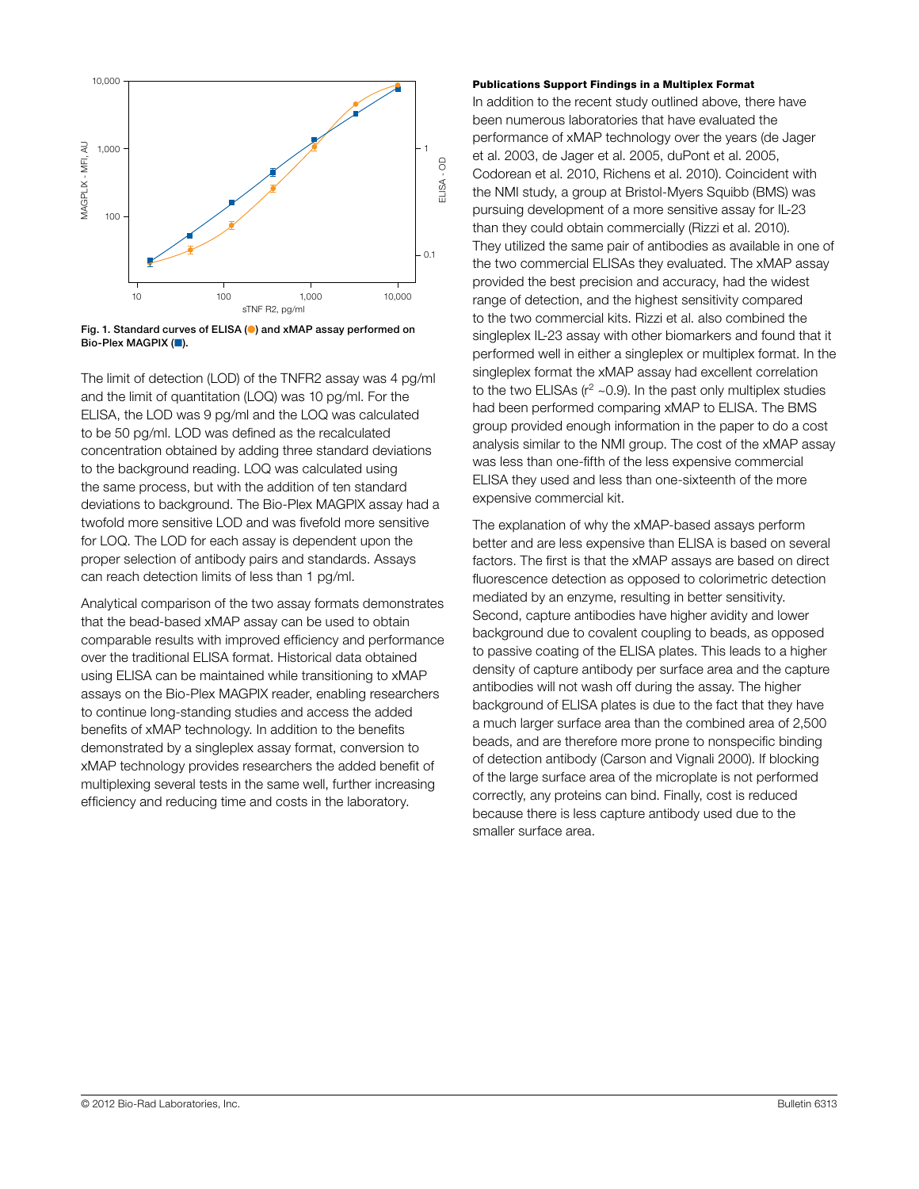Fig. 1. Standard curves of ELISA (●) and xMAP assay performed on Bio-Plex MAGPIX (■).

The limit of detection (LOD) of the TNFR2 assay was 4 pg/ml and the limit of quantitation (LOQ) was 10 pg/ml. For the ELISA, the LOD was 9 pg/ml and the LOQ was calculated to be 50 pg/ml. LOD was defined as the recalculated concentration obtained by adding three standard deviations to the background reading. LOQ was calculated using the same process, but with the addition of ten standard deviations to background. The Bio-Plex MAGPIX assay had a twofold more sensitive LOD and was fivefold more sensitive for LOQ. The LOD for each assay is dependent upon the proper selection of antibody pairs and standards. Assays can reach detection limits of less than 1 pg/ml.

Analytical comparison of the two assay formats demonstrates that the bead-based xMAP assay can be used to obtain comparable results with improved efficiency and performance over the traditional ELISA format. Historical data obtained using ELISA can be maintained while transitioning to xMAP assays on the Bio-Plex MAGPIX reader, enabling researchers to continue long-standing studies and access the added benefits of xMAP technology. In addition to the benefits demonstrated by a singleplex assay format, conversion to xMAP technology provides researchers the added benefit of multiplexing several tests in the same well, further increasing efficiency and reducing time and costs in the laboratory.

#### Publications Support Findings in a Multiplex Format

In addition to the recent study outlined above, there have been numerous laboratories that have evaluated the performance of xMAP technology over the years (de Jager et al. 2003, de Jager et al. 2005, duPont et al. 2005, Codorean et al. 2010, Richens et al. 2010). Coincident with the NMI study, a group at Bristol-Myers Squibb (BMS) was pursuing development of a more sensitive assay for IL-23 than they could obtain commercially (Rizzi et al. 2010). They utilized the same pair of antibodies as available in one of the two commercial ELISAs they evaluated. The xMAP assay provided the best precision and accuracy, had the widest range of detection, and the highest sensitivity compared to the two commercial kits. Rizzi et al. also combined the singleplex IL-23 assay with other biomarkers and found that it performed well in either a singleplex or multiplex format. In the singleplex format the xMAP assay had excellent correlation to the two ELISAs ($r^2$ ~0.9). In the past only multiplex studies had been performed comparing xMAP to ELISA. The BMS group provided enough information in the paper to do a cost analysis similar to the NMI group. The cost of the xMAP assay was less than one-fifth of the less expensive commercial ELISA they used and less than one-sixteenth of the more expensive commercial kit.

The explanation of why the xMAP-based assays perform better and are less expensive than ELISA is based on several factors. The first is that the xMAP assays are based on direct fluorescence detection as opposed to colorimetric detection mediated by an enzyme, resulting in better sensitivity. Second, capture antibodies have higher avidity and lower background due to covalent coupling to beads, as opposed to passive coating of the ELISA plates. This leads to a higher density of capture antibody per surface area and the capture antibodies will not wash off during the assay. The higher background of ELISA plates is due to the fact that they have a much larger surface area than the combined area of 2,500 beads, and are therefore more prone to nonspecific binding of detection antibody (Carson and Vignali 2000). If blocking of the large surface area of the microplate is not performed correctly, any proteins can bind. Finally, cost is reduced because there is less capture antibody used due to the smaller surface area.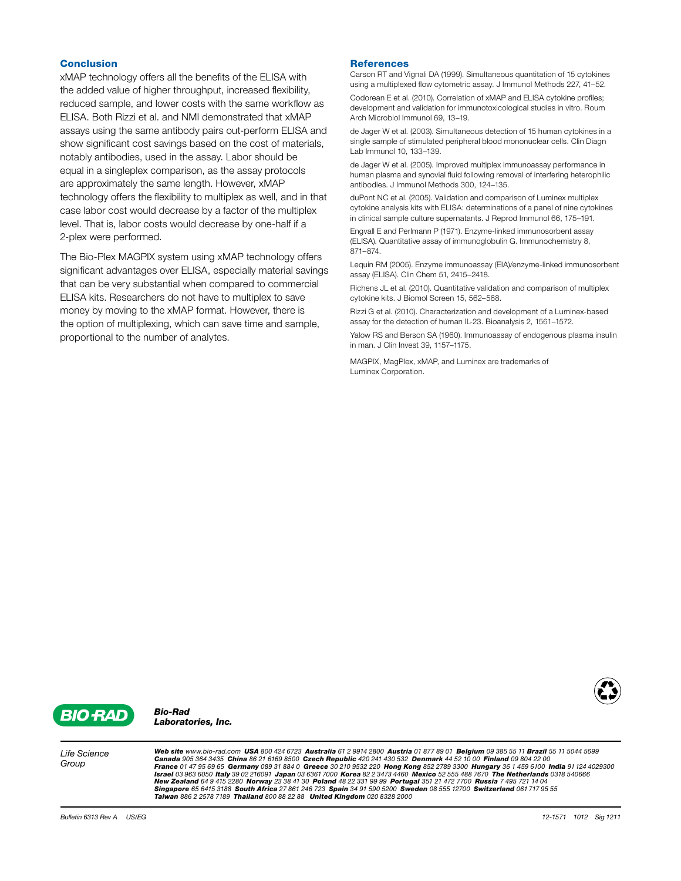## Conclusion

xMAP technology offers all the benefits of the ELISA with the added value of higher throughput, increased flexibility, reduced sample, and lower costs with the same workflow as ELISA. Both Rizzi et al. and NMI demonstrated that xMAP assays using the same antibody pairs out-perform ELISA and show significant cost savings based on the cost of materials, notably antibodies, used in the assay. Labor should be equal in a singleplex comparison, as the assay protocols are approximately the same length. However, xMAP technology offers the flexibility to multiplex as well, and in that case labor cost would decrease by a factor of the multiplex level. That is, labor costs would decrease by one-half if a 2-plex were performed.

The Bio-Plex MAGPIX system using xMAP technology offers significant advantages over ELISA, especially material savings that can be very substantial when compared to commercial ELISA kits. Researchers do not have to multiplex to save money by moving to the xMAP format. However, there is the option of multiplexing, which can save time and sample, proportional to the number of analytes.

## References

Carson RT and Vignali DA (1999). Simultaneous quantitation of 15 cytokines using a multiplexed flow cytometric assay. J Immunol Methods 227, 41–52.

Codorean E et al. (2010). Correlation of xMAP and ELISA cytokine profiles; development and validation for immunotoxicological studies in vitro. Roum Arch Microbiol Immunol 69, 13–19.

de Jager W et al. (2003). Simultaneous detection of 15 human cytokines in a single sample of stimulated peripheral blood mononuclear cells. Clin Diagn Lab Immunol 10, 133–139.

de Jager W et al. (2005). Improved multiplex immunoassay performance in human plasma and synovial fluid following removal of interfering heterophilic antibodies. J Immunol Methods 300, 124–135.

duPont NC et al. (2005). Validation and comparison of Luminex multiplex cytokine analysis kits with ELISA: determinations of a panel of nine cytokines in clinical sample culture supernatants. J Reprod Immunol 66, 175–191.

Engvall E and Perlmann P (1971). Enzyme-linked immunosorbent assay (ELISA). Quantitative assay of immunoglobulin G. Immunochemistry 8, 871–874.

Lequin RM (2005). Enzyme immunoassay (EIA)/enzyme-linked immunosorbent assay (ELISA). Clin Chem 51, 2415–2418.

Richens JL et al. (2010). Quantitative validation and comparison of multiplex cytokine kits. J Biomol Screen 15, 562–568.

Rizzi G et al. (2010). Characterization and development of a Luminex-based assay for the detection of human IL-23. Bioanalysis 2, 1561–1572.

Yalow RS and Berson SA (1960). Immunoassay of endogenous plasma insulin in man. J Clin Invest 39, 1157–1175.

MAGPIX, MagPlex, xMAP, and Luminex are trademarks of Luminex Corporation.

***Bio-Rad Laboratories, Inc.***

*Life Science Group*

***Web site*** *www.bio-rad.com* ***USA*** *800 424 6723* ***Australia*** *61 2 9914 2800* ***Austria*** *01 877 89 01* ***Belgium*** *09 385 55 11* ***Brazil*** *55 11 5044 5699* ***Canada*** *905 364 3435* ***China*** *86 21 6169 8500* ***Czech Republic*** *420 241 430 532* ***Denmark*** *44 52 10 00* ***Finland*** *09 804 22 00* ***France*** *01 47 95 69 65* ***Germany*** *089 31 884 0* ***Greece*** *30 210 9532 220* ***Hong Kong*** *852 2789 3300* ***Hungary*** *36 1 459 6100* ***India*** *91 124 4029300* ***Israel*** *03 963 6050* ***Italy*** *39 02 216091* ***Japan*** *03 6361 7000* ***Korea*** *82 2 3473 4460* ***Mexico*** *52 555 488 7670* ***The Netherlands*** *0318 540666* ***New Zealand*** *64 9 415 2280* ***Norway*** *23 38 41 30* ***Poland*** *48 22 331 99 99* ***Portugal*** *351 21 472 7700* ***Russia*** *7 495 721 14 04* ***Singapore*** *65 6415 3188* ***South Africa*** *27 861 246 723* ***Spain*** *34 91 590 5200* ***Sweden*** *08 555 12700* ***Switzerland*** *061 717 95 55* ***Taiwan*** *886 2 2578 7189* ***Thailand*** *800 88 22 88* ***United Kingdom*** *020 8328 2000*

*Bulletin 6313 Rev A US/EG* *12-1571 1012 Sig 1211*